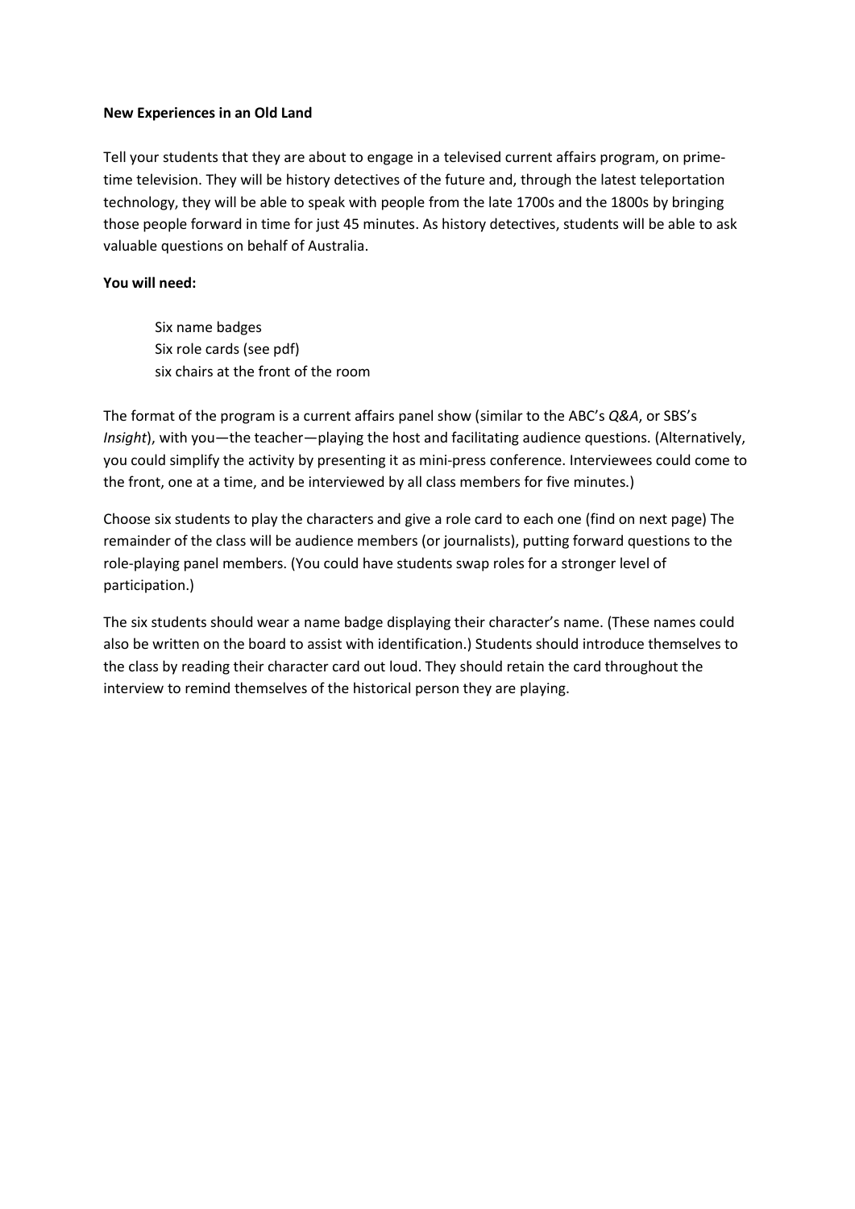**New Experiences in an Old Land**

Tell your students that they are about to engage in a televised current affairs program, on prime-time television. They will be history detectives of the future and, through the latest teleportation technology, they will be able to speak with people from the late 1700s and the 1800s by bringing those people forward in time for just 45 minutes. As history detectives, students will be able to ask valuable questions on behalf of Australia.

**You will need:**

- Six name badges
- Six role cards (see pdf)
- six chairs at the front of the room

The format of the program is a current affairs panel show (similar to the ABC's *Q&A*, or SBS's *Insight*), with you—the teacher—playing the host and facilitating audience questions. (Alternatively, you could simplify the activity by presenting it as mini-press conference. Interviewees could come to the front, one at a time, and be interviewed by all class members for five minutes.)

Choose six students to play the characters and give a role card to each one (find on next page) The remainder of the class will be audience members (or journalists), putting forward questions to the role-playing panel members. (You could have students swap roles for a stronger level of participation.)

The six students should wear a name badge displaying their character's name. (These names could also be written on the board to assist with identification.) Students should introduce themselves to the class by reading their character card out loud. They should retain the card throughout the interview to remind themselves of the historical person they are playing.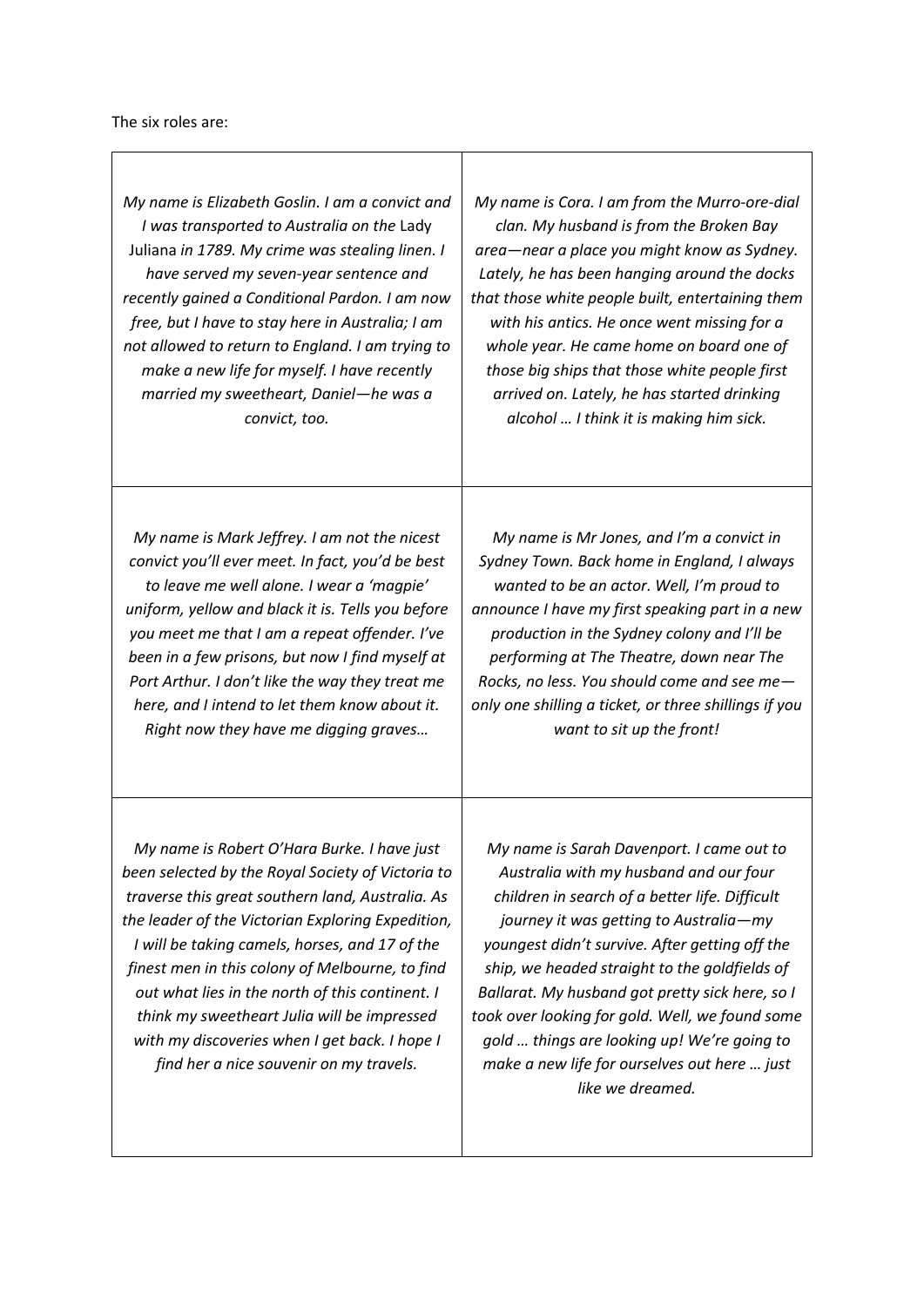The six roles are:

| | |
|---|---|
| *My name is Elizabeth Goslin. I am a convict and I was transported to Australia on the* Lady Juliana *in 1789. My crime was stealing linen. I have served my seven-year sentence and recently gained a Conditional Pardon. I am now free, but I have to stay here in Australia; I am not allowed to return to England. I am trying to make a new life for myself. I have recently married my sweetheart, Daniel—he was a convict, too.* | *My name is Cora. I am from the Murro-ore-dial clan. My husband is from the Broken Bay area—near a place you might know as Sydney. Lately, he has been hanging around the docks that those white people built, entertaining them with his antics. He once went missing for a whole year. He came home on board one of those big ships that those white people first arrived on. Lately, he has started drinking alcohol … I think it is making him sick.* |
| *My name is Mark Jeffrey. I am not the nicest convict you'll ever meet. In fact, you'd be best to leave me well alone. I wear a 'magpie' uniform, yellow and black it is. Tells you before you meet me that I am a repeat offender. I've been in a few prisons, but now I find myself at Port Arthur. I don't like the way they treat me here, and I intend to let them know about it. Right now they have me digging graves…* | *My name is Mr Jones, and I'm a convict in Sydney Town. Back home in England, I always wanted to be an actor. Well, I'm proud to announce I have my first speaking part in a new production in the Sydney colony and I'll be performing at The Theatre, down near The Rocks, no less. You should come and see me—only one shilling a ticket, or three shillings if you want to sit up the front!* |
| *My name is Robert O'Hara Burke. I have just been selected by the Royal Society of Victoria to traverse this great southern land, Australia. As the leader of the Victorian Exploring Expedition, I will be taking camels, horses, and 17 of the finest men in this colony of Melbourne, to find out what lies in the north of this continent. I think my sweetheart Julia will be impressed with my discoveries when I get back. I hope I find her a nice souvenir on my travels.* | *My name is Sarah Davenport. I came out to Australia with my husband and our four children in search of a better life. Difficult journey it was getting to Australia—my youngest didn't survive. After getting off the ship, we headed straight to the goldfields of Ballarat. My husband got pretty sick here, so I took over looking for gold. Well, we found some gold … things are looking up! We're going to make a new life for ourselves out here … just like we dreamed.* |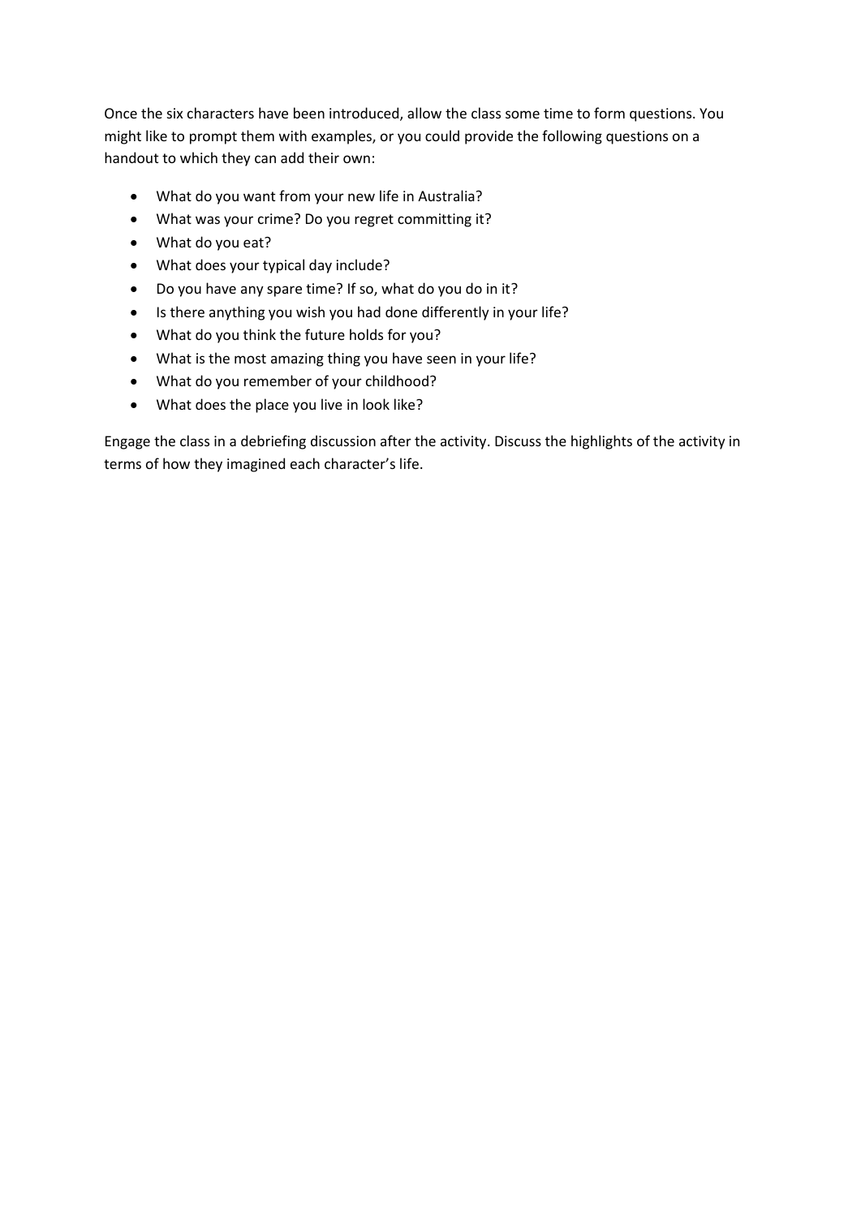Once the six characters have been introduced, allow the class some time to form questions. You might like to prompt them with examples, or you could provide the following questions on a handout to which they can add their own:

- What do you want from your new life in Australia?
- What was your crime? Do you regret committing it?
- What do you eat?
- What does your typical day include?
- Do you have any spare time? If so, what do you do in it?
- Is there anything you wish you had done differently in your life?
- What do you think the future holds for you?
- What is the most amazing thing you have seen in your life?
- What do you remember of your childhood?
- What does the place you live in look like?

Engage the class in a debriefing discussion after the activity. Discuss the highlights of the activity in terms of how they imagined each character's life.